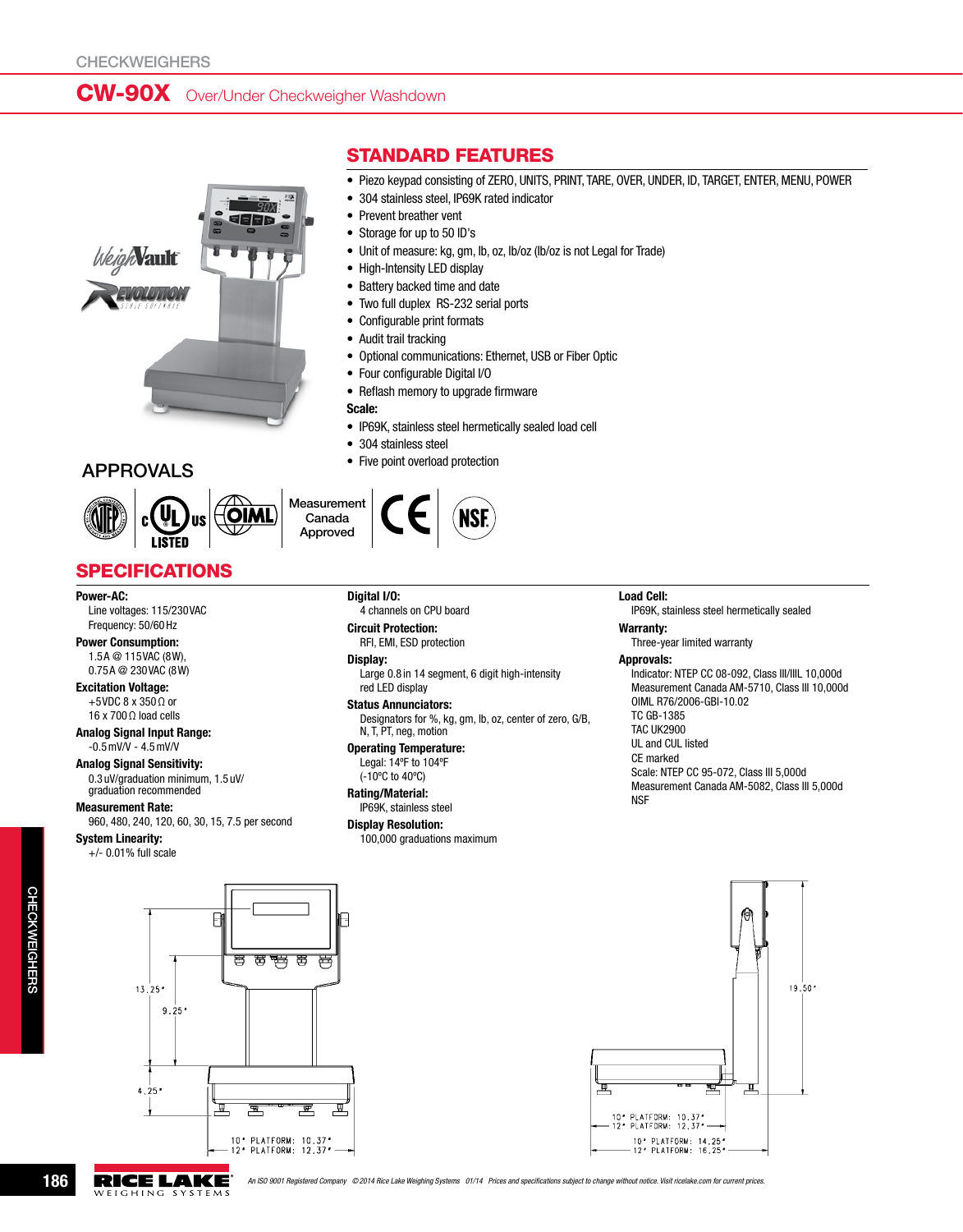CHECKWEIGHERS

# CW-90X Over/Under Checkweigher Washdown

## STANDARD FEATURES

- Piezo keypad consisting of ZERO, UNITS, PRINT, TARE, OVER, UNDER, ID, TARGET, ENTER, MENU, POWER
- 304 stainless steel, IP69K rated indicator
- Prevent breather vent
- Storage for up to 50 ID's
- Unit of measure: kg, gm, lb, oz, lb/oz (lb/oz is not Legal for Trade)
- High-Intensity LED display
- Battery backed time and date
- Two full duplex RS-232 serial ports
- Configurable print formats
- Audit trail tracking
- Optional communications: Ethernet, USB or Fiber Optic
- Four configurable Digital I/O
- Reflash memory to upgrade firmware

**Scale:**

- IP69K, stainless steel hermetically sealed load cell
- 304 stainless steel
- Five point overload protection

## APPROVALS

Measurement Canada Approved

## SPECIFICATIONS

**Power-AC:**
Line voltages: 115/230VAC
Frequency: 50/60Hz

**Power Consumption:**
1.5A @ 115VAC (8W),
0.75A @ 230VAC (8W)

**Excitation Voltage:**
+5VDC 8 x 350Ω or
16 x 700Ω load cells

**Analog Signal Input Range:**
-0.5mV/V - 4.5mV/V

**Analog Signal Sensitivity:**
0.3uV/graduation minimum, 1.5uV/graduation recommended

**Measurement Rate:**
960, 480, 240, 120, 60, 30, 15, 7.5 per second

**System Linearity:**
+/- 0.01% full scale

**Digital I/O:**
4 channels on CPU board

**Circuit Protection:**
RFI, EMI, ESD protection

**Display:**
Large 0.8in 14 segment, 6 digit high-intensity red LED display

**Status Annunciators:**
Designators for %, kg, gm, lb, oz, center of zero, G/B, N, T, PT, neg, motion

**Operating Temperature:**
Legal: 14ºF to 104ºF
(-10ºC to 40ºC)

**Rating/Material:**
IP69K, stainless steel

**Display Resolution:**
100,000 graduations maximum

**Load Cell:**
IP69K, stainless steel hermetically sealed

**Warranty:**
Three-year limited warranty

**Approvals:**
Indicator: NTEP CC 08-092, Class III/IIIL 10,000d
Measurement Canada AM-5710, Class III 10,000d
OIML R76/2006-GBI-10.02
TC GB-1385
TAC UK2900
UL and CUL listed
CE marked
Scale: NTEP CC 95-072, Class III 5,000d
Measurement Canada AM-5082, Class III 5,000d
NSF

13.25"
9.25"
4.25"
10" PLATFORM: 10.37"
12" PLATFORM: 12.37"

19.50"
10" PLATFORM: 10.37"
12" PLATFORM: 12.37"
10" PLATFORM: 14.25"
12" PLATFORM: 16.25"

An ISO 9001 Registered Company © 2014 Rice Lake Weighing Systems 01/14 Prices and specifications subject to change without notice. Visit ricelake.com for current prices.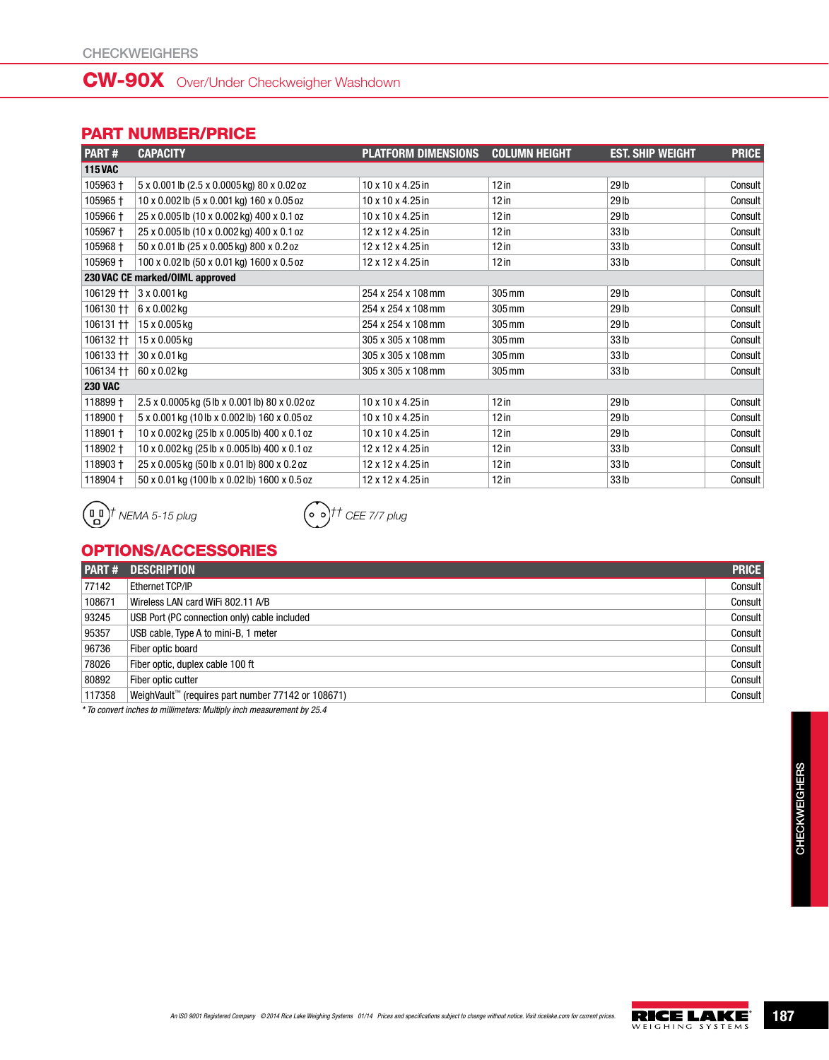CHECKWEIGHERS

# CW-90X Over/Under Checkweigher Washdown

## PART NUMBER/PRICE

| PART # | CAPACITY | PLATFORM DIMENSIONS | COLUMN HEIGHT | EST. SHIP WEIGHT | PRICE |
|---|---|---|---|---|---|
| **115 VAC** | | | | | |
| 105963 † | 5 x 0.001 lb (2.5 x 0.0005 kg) 80 x 0.02 oz | 10 x 10 x 4.25 in | 12 in | 29 lb | Consult |
| 105965 † | 10 x 0.002 lb (5 x 0.001 kg) 160 x 0.05 oz | 10 x 10 x 4.25 in | 12 in | 29 lb | Consult |
| 105966 † | 25 x 0.005 lb (10 x 0.002 kg) 400 x 0.1 oz | 10 x 10 x 4.25 in | 12 in | 29 lb | Consult |
| 105967 † | 25 x 0.005 lb (10 x 0.002 kg) 400 x 0.1 oz | 12 x 12 x 4.25 in | 12 in | 33 lb | Consult |
| 105968 † | 50 x 0.01 lb (25 x 0.005 kg) 800 x 0.2 oz | 12 x 12 x 4.25 in | 12 in | 33 lb | Consult |
| 105969 † | 100 x 0.02 lb (50 x 0.01 kg) 1600 x 0.5 oz | 12 x 12 x 4.25 in | 12 in | 33 lb | Consult |
| **230 VAC CE marked/OIML approved** | | | | | |
| 106129 †† | 3 x 0.001 kg | 254 x 254 x 108 mm | 305 mm | 29 lb | Consult |
| 106130 †† | 6 x 0.002 kg | 254 x 254 x 108 mm | 305 mm | 29 lb | Consult |
| 106131 †† | 15 x 0.005 kg | 254 x 254 x 108 mm | 305 mm | 29 lb | Consult |
| 106132 †† | 15 x 0.005 kg | 305 x 305 x 108 mm | 305 mm | 33 lb | Consult |
| 106133 †† | 30 x 0.01 kg | 305 x 305 x 108 mm | 305 mm | 33 lb | Consult |
| 106134 †† | 60 x 0.02 kg | 305 x 305 x 108 mm | 305 mm | 33 lb | Consult |
| **230 VAC** | | | | | |
| 118899 † | 2.5 x 0.0005 kg (5 lb x 0.001 lb) 80 x 0.02 oz | 10 x 10 x 4.25 in | 12 in | 29 lb | Consult |
| 118900 † | 5 x 0.001 kg (10 lb x 0.002 lb) 160 x 0.05 oz | 10 x 10 x 4.25 in | 12 in | 29 lb | Consult |
| 118901 † | 10 x 0.002 kg (25 lb x 0.005 lb) 400 x 0.1 oz | 10 x 10 x 4.25 in | 12 in | 29 lb | Consult |
| 118902 † | 10 x 0.002 kg (25 lb x 0.005 lb) 400 x 0.1 oz | 12 x 12 x 4.25 in | 12 in | 33 lb | Consult |
| 118903 † | 25 x 0.005 kg (50 lb x 0.01 lb) 800 x 0.2 oz | 12 x 12 x 4.25 in | 12 in | 33 lb | Consult |
| 118904 † | 50 x 0.01 kg (100 lb x 0.02 lb) 1600 x 0.5 oz | 12 x 12 x 4.25 in | 12 in | 33 lb | Consult |

† *NEMA 5-15 plug* †† *CEE 7/7 plug*

## OPTIONS/ACCESSORIES

| PART # | DESCRIPTION | PRICE |
|---|---|---|
| 77142 | Ethernet TCP/IP | Consult |
| 108671 | Wireless LAN card WiFi 802.11 A/B | Consult |
| 93245 | USB Port (PC connection only) cable included | Consult |
| 95357 | USB cable, Type A to mini-B, 1 meter | Consult |
| 96736 | Fiber optic board | Consult |
| 78026 | Fiber optic, duplex cable 100 ft | Consult |
| 80892 | Fiber optic cutter | Consult |
| 117358 | WeighVault™ (requires part number 77142 or 108671) | Consult |

*\* To convert inches to millimeters: Multiply inch measurement by 25.4*

*An ISO 9001 Registered Company © 2014 Rice Lake Weighing Systems 01/14 Prices and specifications subject to change without notice. Visit ricelake.com for current prices.*